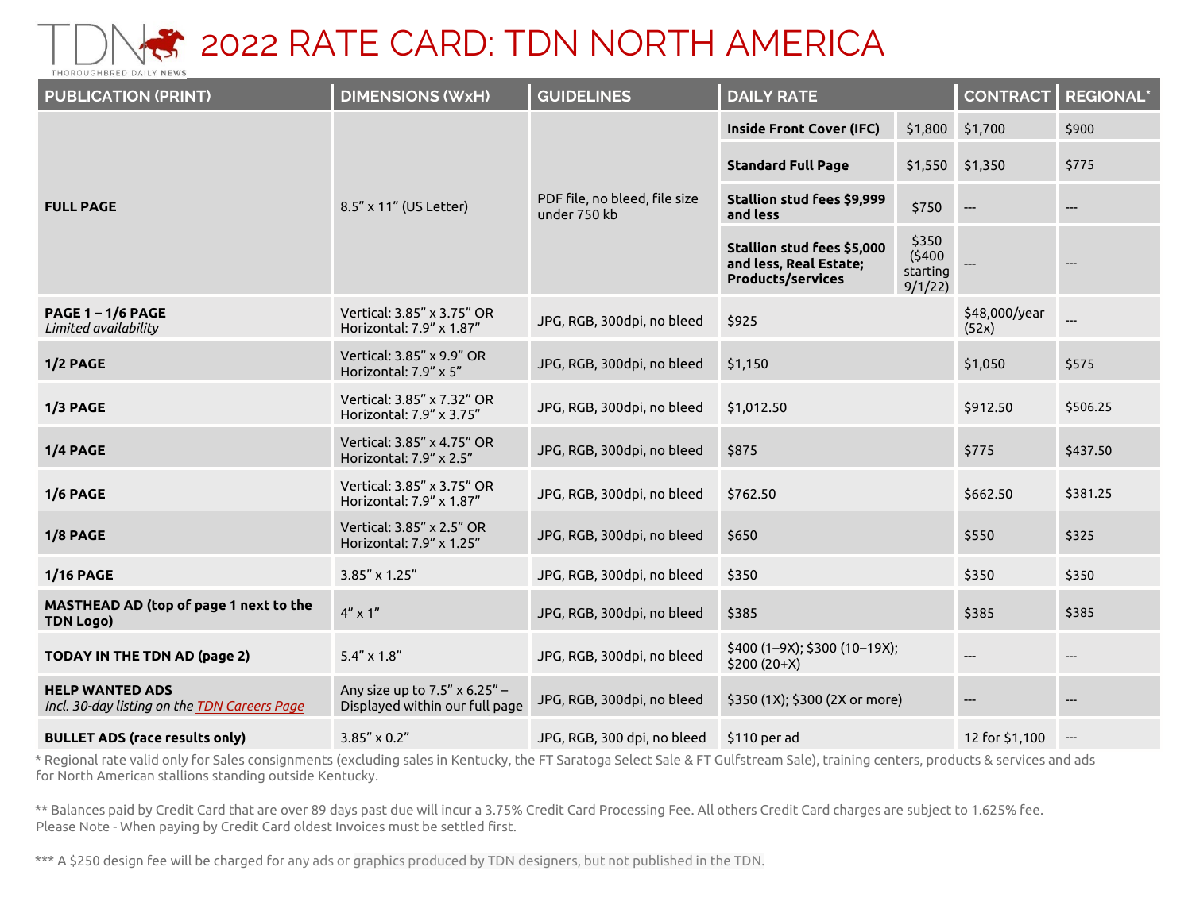# 2022 RATE CARD: TDN NORTH AMERICA

| PUBLICATION (PRINT) | DIMENSIONS (WxH) | GUIDELINES | DAILY RATE | | CONTRACT | REGIONAL* |
|---|---|---|---|---|---|---|
| **FULL PAGE** | 8.5" x 11" (US Letter) | PDF file, no bleed, file size under 750 kb | **Inside Front Cover (IFC)** | $1,800 | $1,700 | $900 |
| | | | **Standard Full Page** | $1,550 | $1,350 | $775 |
| | | | **Stallion stud fees $9,999 and less** | $750 | --- | --- |
| | | | **Stallion stud fees $5,000 and less, Real Estate; Products/services** | $350 ($400 starting 9/1/22) | --- | --- |
| **PAGE 1 – 1/6 PAGE** *Limited availability* | Vertical: 3.85" x 3.75" OR Horizontal: 7.9" x 1.87" | JPG, RGB, 300dpi, no bleed | $925 | | $48,000/year (52x) | --- |
| **1/2 PAGE** | Vertical: 3.85" x 9.9" OR Horizontal: 7.9" x 5" | JPG, RGB, 300dpi, no bleed | $1,150 | | $1,050 | $575 |
| **1/3 PAGE** | Vertical: 3.85" x 7.32" OR Horizontal: 7.9" x 3.75" | JPG, RGB, 300dpi, no bleed | $1,012.50 | | $912.50 | $506.25 |
| **1/4 PAGE** | Vertical: 3.85" x 4.75" OR Horizontal: 7.9" x 2.5" | JPG, RGB, 300dpi, no bleed | $875 | | $775 | $437.50 |
| **1/6 PAGE** | Vertical: 3.85" x 3.75" OR Horizontal: 7.9" x 1.87" | JPG, RGB, 300dpi, no bleed | $762.50 | | $662.50 | $381.25 |
| **1/8 PAGE** | Vertical: 3.85" x 2.5" OR Horizontal: 7.9" x 1.25" | JPG, RGB, 300dpi, no bleed | $650 | | $550 | $325 |
| **1/16 PAGE** | 3.85" x 1.25" | JPG, RGB, 300dpi, no bleed | $350 | | $350 | $350 |
| **MASTHEAD AD (top of page 1 next to the TDN Logo)** | 4" x 1" | JPG, RGB, 300dpi, no bleed | $385 | | $385 | $385 |
| **TODAY IN THE TDN AD (page 2)** | 5.4" x 1.8" | JPG, RGB, 300dpi, no bleed | $400 (1–9X); $300 (10–19X); $200 (20+X) | | --- | --- |
| **HELP WANTED ADS** *Incl. 30-day listing on the TDN Careers Page* | Any size up to 7.5" x 6.25" – Displayed within our full page | JPG, RGB, 300dpi, no bleed | $350 (1X); $300 (2X or more) | | --- | --- |
| **BULLET ADS (race results only)** | 3.85" x 0.2" | JPG, RGB, 300 dpi, no bleed | $110 per ad | | 12 for $1,100 | --- |

\* Regional rate valid only for Sales consignments (excluding sales in Kentucky, the FT Saratoga Select Sale & FT Gulfstream Sale), training centers, products & services and ads for North American stallions standing outside Kentucky.

** Balances paid by Credit Card that are over 89 days past due will incur a 3.75% Credit Card Processing Fee. All others Credit Card charges are subject to 1.625% fee. Please Note - When paying by Credit Card oldest Invoices must be settled first.

*** A $250 design fee will be charged for any ads or graphics produced by TDN designers, but not published in the TDN.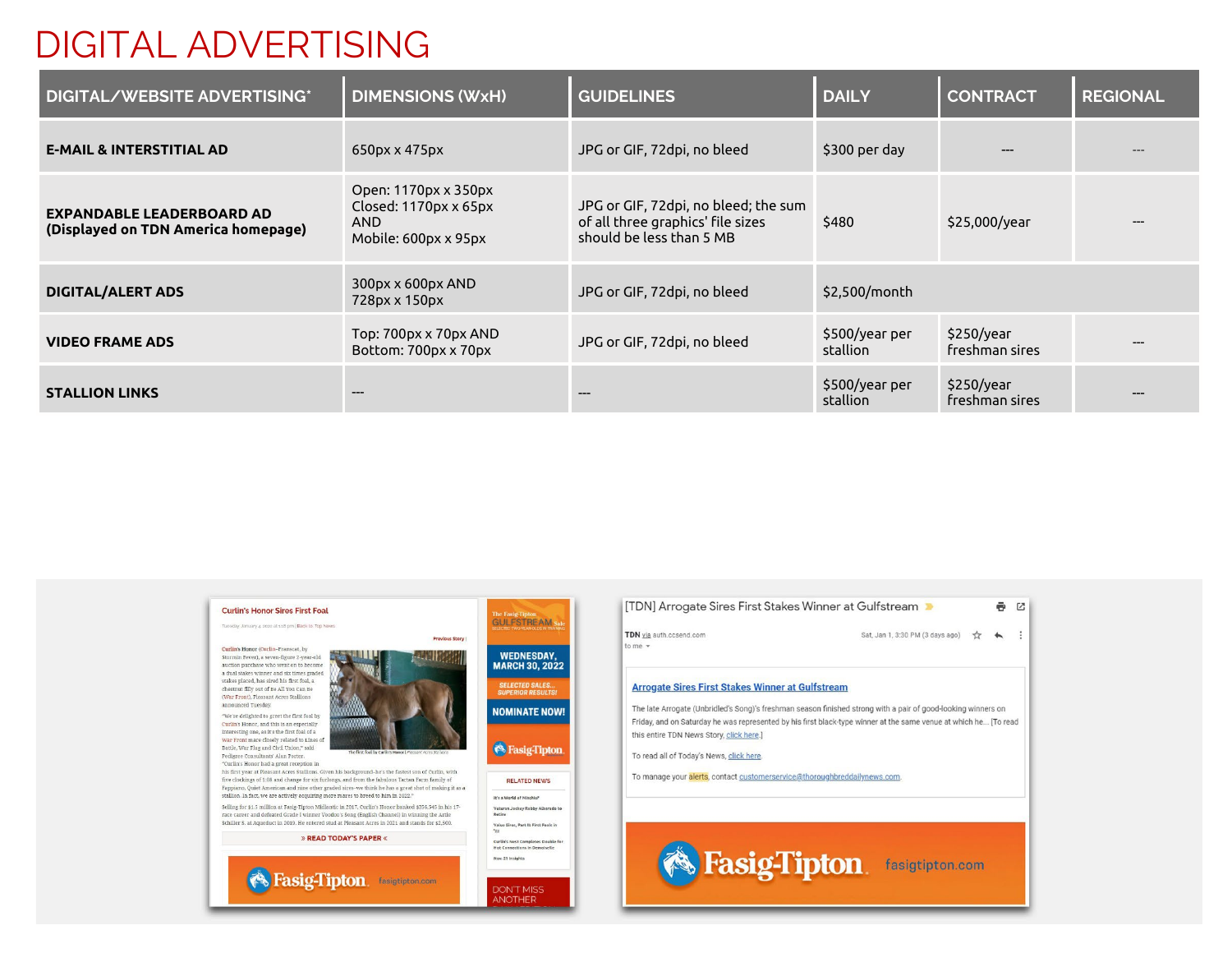# DIGITAL ADVERTISING

| DIGITAL/WEBSITE ADVERTISING* | DIMENSIONS (WxH) | GUIDELINES | DAILY | CONTRACT | REGIONAL |
|---|---|---|---|---|---|
| **E-MAIL & INTERSTITIAL AD** | 650px x 475px | JPG or GIF, 72dpi, no bleed | $300 per day | --- | --- |
| **EXPANDABLE LEADERBOARD AD (Displayed on TDN America homepage)** | Open: 1170px x 350px<br>Closed: 1170px x 65px<br>AND<br>Mobile: 600px x 95px | JPG or GIF, 72dpi, no bleed; the sum of all three graphics' file sizes should be less than 5 MB | $480 | $25,000/year | --- |
| **DIGITAL/ALERT ADS** | 300px x 600px AND 728px x 150px | JPG or GIF, 72dpi, no bleed | $2,500/month | | |
| **VIDEO FRAME ADS** | Top: 700px x 70px AND<br>Bottom: 700px x 70px | JPG or GIF, 72dpi, no bleed | $500/year per stallion | $250/year freshman sires | --- |
| **STALLION LINKS** | --- | --- | $500/year per stallion | $250/year freshman sires | --- |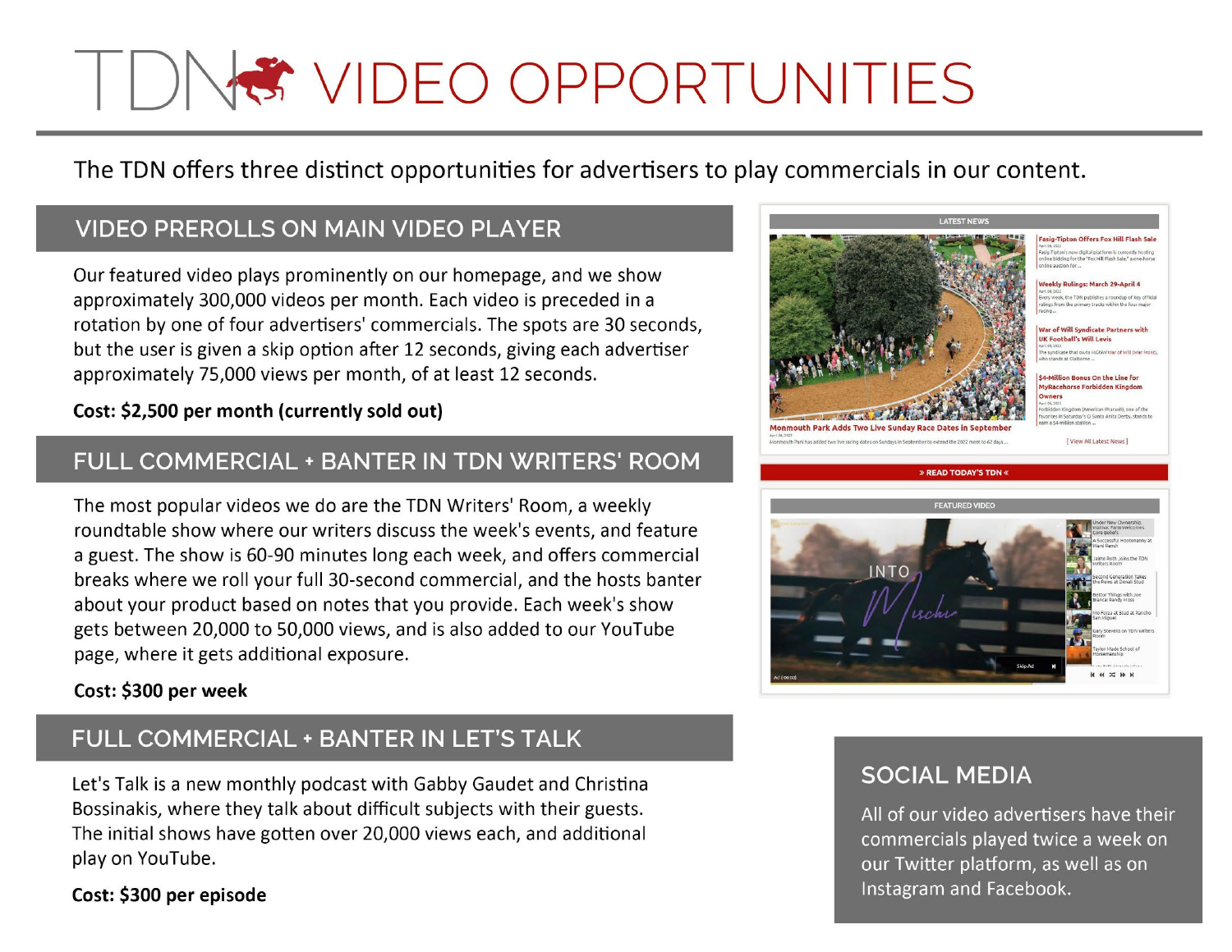# TDN VIDEO OPPORTUNITIES

The TDN offers three distinct opportunities for advertisers to play commercials in our content.

## VIDEO PREROLLS ON MAIN VIDEO PLAYER

Our featured video plays prominently on our homepage, and we show approximately 300,000 videos per month. Each video is preceded in a rotation by one of four advertisers' commercials. The spots are 30 seconds, but the user is given a skip option after 12 seconds, giving each advertiser approximately 75,000 views per month, of at least 12 seconds.

**Cost: $2,500 per month (currently sold out)**

## FULL COMMERCIAL + BANTER IN TDN WRITERS' ROOM

The most popular videos we do are the TDN Writers' Room, a weekly roundtable show where our writers discuss the week's events, and feature a guest. The show is 60-90 minutes long each week, and offers commercial breaks where we roll your full 30-second commercial, and the hosts banter about your product based on notes that you provide. Each week's show gets between 20,000 to 50,000 views, and is also added to our YouTube page, where it gets additional exposure.

**Cost: $300 per week**

## FULL COMMERCIAL + BANTER IN LET'S TALK

Let's Talk is a new monthly podcast with Gabby Gaudet and Christina Bossinakis, where they talk about difficult subjects with their guests. The initial shows have gotten over 20,000 views each, and additional play on YouTube.

**Cost: $300 per episode**

## SOCIAL MEDIA

All of our video advertisers have their commercials played twice a week on our Twitter platform, as well as on Instagram and Facebook.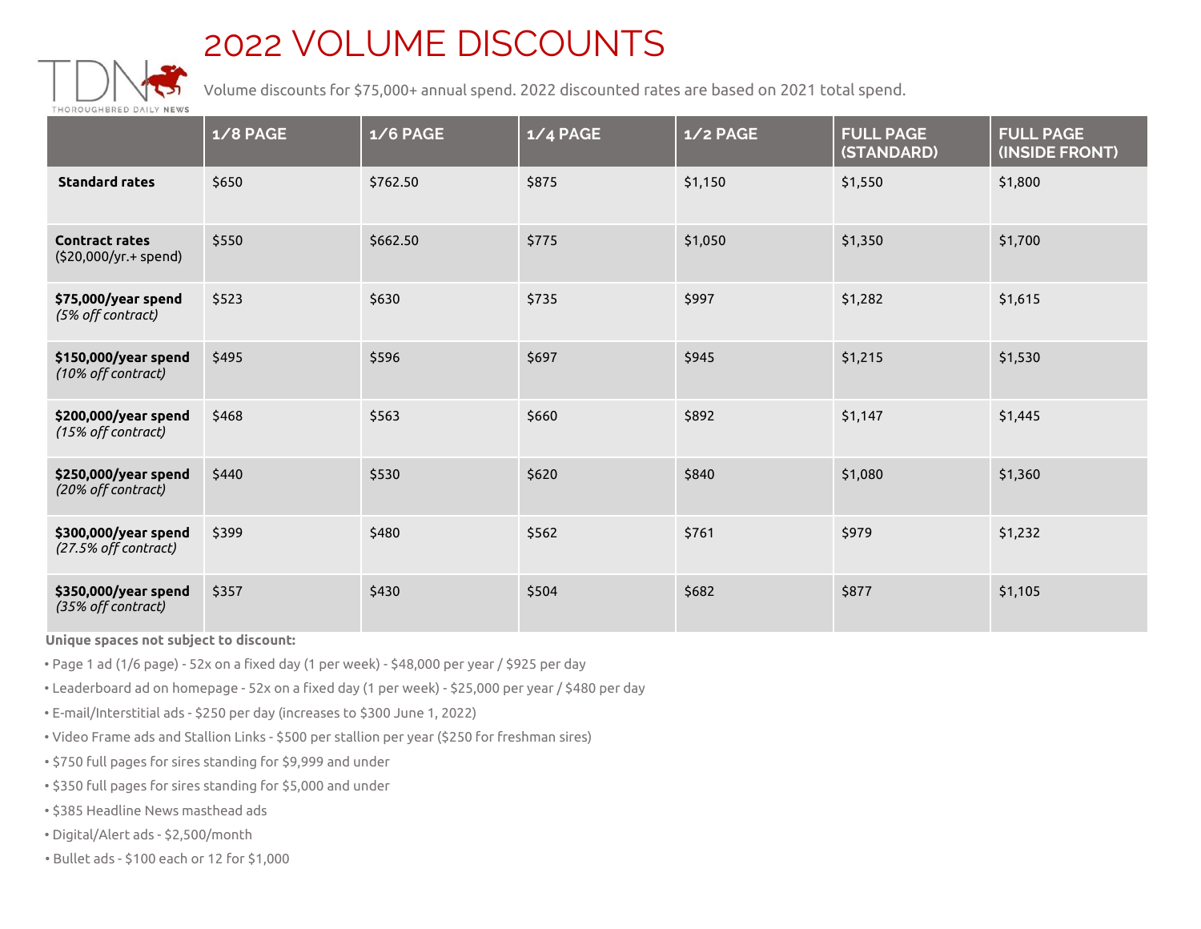# 2022 VOLUME DISCOUNTS

Volume discounts for $75,000+ annual spend. 2022 discounted rates are based on 2021 total spend.

| | 1/8 PAGE | 1/6 PAGE | 1/4 PAGE | 1/2 PAGE | FULL PAGE (STANDARD) | FULL PAGE (INSIDE FRONT) |
|---|---|---|---|---|---|---|
| **Standard rates** | $650 | $762.50 | $875 | $1,150 | $1,550 | $1,800 |
| **Contract rates** ($20,000/yr.+ spend) | $550 | $662.50 | $775 | $1,050 | $1,350 | $1,700 |
| **$75,000/year spend** *(5% off contract)* | $523 | $630 | $735 | $997 | $1,282 | $1,615 |
| **$150,000/year spend** *(10% off contract)* | $495 | $596 | $697 | $945 | $1,215 | $1,530 |
| **$200,000/year spend** *(15% off contract)* | $468 | $563 | $660 | $892 | $1,147 | $1,445 |
| **$250,000/year spend** *(20% off contract)* | $440 | $530 | $620 | $840 | $1,080 | $1,360 |
| **$300,000/year spend** *(27.5% off contract)* | $399 | $480 | $562 | $761 | $979 | $1,232 |
| **$350,000/year spend** *(35% off contract)* | $357 | $430 | $504 | $682 | $877 | $1,105 |

**Unique spaces not subject to discount:**

- Page 1 ad (1/6 page) - 52x on a fixed day (1 per week) - $48,000 per year / $925 per day
- Leaderboard ad on homepage - 52x on a fixed day (1 per week) - $25,000 per year / $480 per day
- E-mail/Interstitial ads - $250 per day (increases to $300 June 1, 2022)
- Video Frame ads and Stallion Links - $500 per stallion per year ($250 for freshman sires)
- $750 full pages for sires standing for $9,999 and under
- $350 full pages for sires standing for $5,000 and under
- $385 Headline News masthead ads
- Digital/Alert ads - $2,500/month
- Bullet ads - $100 each or 12 for $1,000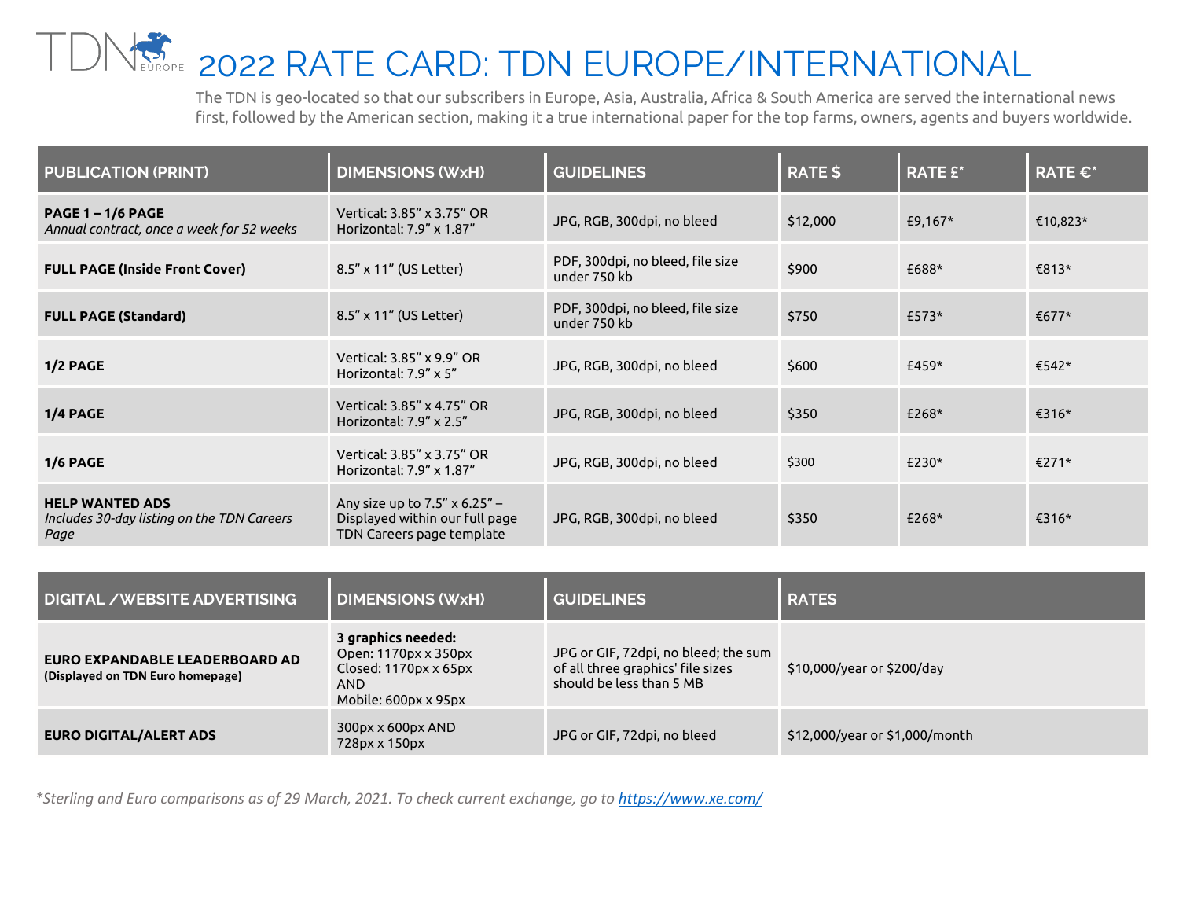# 2022 RATE CARD: TDN EUROPE/INTERNATIONAL

The TDN is geo-located so that our subscribers in Europe, Asia, Australia, Africa & South America are served the international news first, followed by the American section, making it a true international paper for the top farms, owners, agents and buyers worldwide.

| PUBLICATION (PRINT) | DIMENSIONS (WxH) | GUIDELINES | RATE $ | RATE £* | RATE €* |
|---|---|---|---|---|---|
| **PAGE 1 – 1/6 PAGE** *Annual contract, once a week for 52 weeks* | Vertical: 3.85" x 3.75" OR Horizontal: 7.9" x 1.87" | JPG, RGB, 300dpi, no bleed | $12,000 | £9,167* | €10,823* |
| **FULL PAGE (Inside Front Cover)** | 8.5" x 11" (US Letter) | PDF, 300dpi, no bleed, file size under 750 kb | $900 | £688* | €813* |
| **FULL PAGE (Standard)** | 8.5" x 11" (US Letter) | PDF, 300dpi, no bleed, file size under 750 kb | $750 | £573* | €677* |
| **1/2 PAGE** | Vertical: 3.85" x 9.9" OR Horizontal: 7.9" x 5" | JPG, RGB, 300dpi, no bleed | $600 | £459* | €542* |
| **1/4 PAGE** | Vertical: 3.85" x 4.75" OR Horizontal: 7.9" x 2.5" | JPG, RGB, 300dpi, no bleed | $350 | £268* | €316* |
| **1/6 PAGE** | Vertical: 3.85" x 3.75" OR Horizontal: 7.9" x 1.87" | JPG, RGB, 300dpi, no bleed | $300 | £230* | €271* |
| **HELP WANTED ADS** *Includes 30-day listing on the TDN Careers Page* | Any size up to 7.5" x 6.25" – Displayed within our full page TDN Careers page template | JPG, RGB, 300dpi, no bleed | $350 | £268* | €316* |

| DIGITAL /WEBSITE ADVERTISING | DIMENSIONS (WxH) | GUIDELINES | RATES |
|---|---|---|---|
| **EURO EXPANDABLE LEADERBOARD AD** **(Displayed on TDN Euro homepage)** | **3 graphics needed:** Open: 1170px x 350px Closed: 1170px x 65px AND Mobile: 600px x 95px | JPG or GIF, 72dpi, no bleed; the sum of all three graphics' file sizes should be less than 5 MB | $10,000/year or $200/day |
| **EURO DIGITAL/ALERT ADS** | 300px x 600px AND 728px x 150px | JPG or GIF, 72dpi, no bleed | $12,000/year or $1,000/month |

*\*Sterling and Euro comparisons as of 29 March, 2021. To check current exchange, go to [https://www.xe.com/](https://www.xe.com/)*